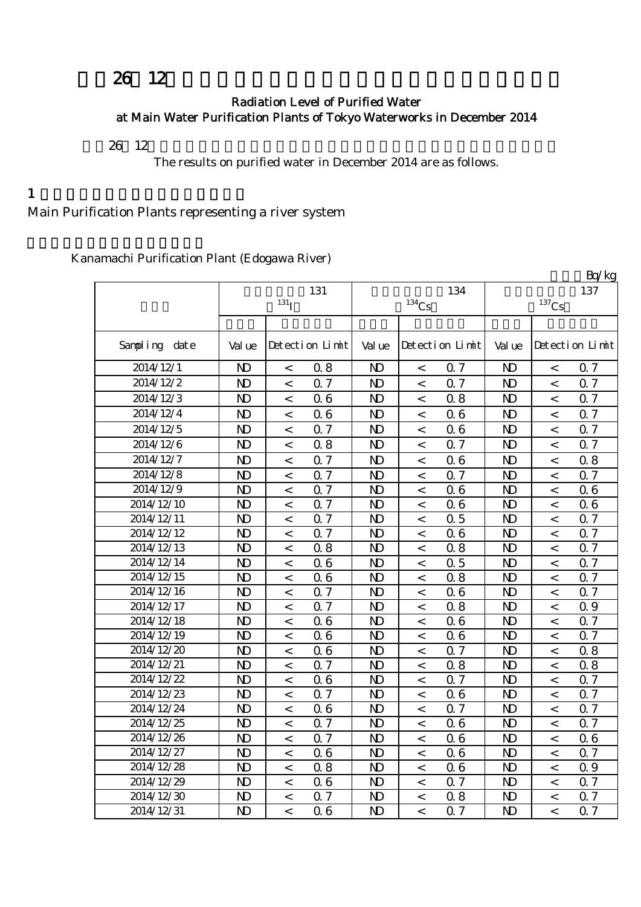# 平成26年12月 東京都水道局主要浄水場の浄水（水道水）の放射能測定結果

## Radiation Level of Purified Water at Main Water Purification Plants of Tokyo Waterworks in December 2014

平成26年12月の主要浄水場における浄水（水道水）の放射能測定結果は次のとおりです。

The results on purified water in December 2014 are as follows.

## 1 水系を代表する主要浄水場

Main Purification Plants representing a river system

### 金町浄水場（江戸川）

Kanamachi Purification Plant (Edogawa River)

単位：Bq/kg

| 採水日 | 放射性ヨウ素131 $^{131}$I | | | 放射性セシウム134 $^{134}$Cs | | | 放射性セシウム137 $^{137}$Cs | | |
|---|---|---|---|---|---|---|---|---|---|
| | 測定値 | 検出限界値 | | 測定値 | 検出限界値 | | 測定値 | 検出限界値 | |
| Sampling date | Value | Detection Limit | | Value | Detection Limit | | Value | Detection Limit | |
| 2014/12/1 | ND | < | 0.8 | ND | < | 0.7 | ND | < | 0.7 |
| 2014/12/2 | ND | < | 0.7 | ND | < | 0.7 | ND | < | 0.7 |
| 2014/12/3 | ND | < | 0.6 | ND | < | 0.8 | ND | < | 0.7 |
| 2014/12/4 | ND | < | 0.6 | ND | < | 0.6 | ND | < | 0.7 |
| 2014/12/5 | ND | < | 0.7 | ND | < | 0.6 | ND | < | 0.7 |
| 2014/12/6 | ND | < | 0.8 | ND | < | 0.7 | ND | < | 0.7 |
| 2014/12/7 | ND | < | 0.7 | ND | < | 0.6 | ND | < | 0.8 |
| 2014/12/8 | ND | < | 0.7 | ND | < | 0.7 | ND | < | 0.7 |
| 2014/12/9 | ND | < | 0.7 | ND | < | 0.6 | ND | < | 0.6 |
| 2014/12/10 | ND | < | 0.7 | ND | < | 0.6 | ND | < | 0.6 |
| 2014/12/11 | ND | < | 0.7 | ND | < | 0.5 | ND | < | 0.7 |
| 2014/12/12 | ND | < | 0.7 | ND | < | 0.6 | ND | < | 0.7 |
| 2014/12/13 | ND | < | 0.8 | ND | < | 0.8 | ND | < | 0.7 |
| 2014/12/14 | ND | < | 0.6 | ND | < | 0.5 | ND | < | 0.7 |
| 2014/12/15 | ND | < | 0.6 | ND | < | 0.8 | ND | < | 0.7 |
| 2014/12/16 | ND | < | 0.7 | ND | < | 0.6 | ND | < | 0.7 |
| 2014/12/17 | ND | < | 0.7 | ND | < | 0.8 | ND | < | 0.9 |
| 2014/12/18 | ND | < | 0.6 | ND | < | 0.6 | ND | < | 0.7 |
| 2014/12/19 | ND | < | 0.6 | ND | < | 0.6 | ND | < | 0.7 |
| 2014/12/20 | ND | < | 0.6 | ND | < | 0.7 | ND | < | 0.8 |
| 2014/12/21 | ND | < | 0.7 | ND | < | 0.8 | ND | < | 0.8 |
| 2014/12/22 | ND | < | 0.6 | ND | < | 0.7 | ND | < | 0.7 |
| 2014/12/23 | ND | < | 0.7 | ND | < | 0.6 | ND | < | 0.7 |
| 2014/12/24 | ND | < | 0.6 | ND | < | 0.7 | ND | < | 0.7 |
| 2014/12/25 | ND | < | 0.7 | ND | < | 0.6 | ND | < | 0.7 |
| 2014/12/26 | ND | < | 0.7 | ND | < | 0.6 | ND | < | 0.6 |
| 2014/12/27 | ND | < | 0.6 | ND | < | 0.6 | ND | < | 0.7 |
| 2014/12/28 | ND | < | 0.8 | ND | < | 0.6 | ND | < | 0.9 |
| 2014/12/29 | ND | < | 0.6 | ND | < | 0.7 | ND | < | 0.7 |
| 2014/12/30 | ND | < | 0.7 | ND | < | 0.8 | ND | < | 0.7 |
| 2014/12/31 | ND | < | 0.6 | ND | < | 0.7 | ND | < | 0.7 |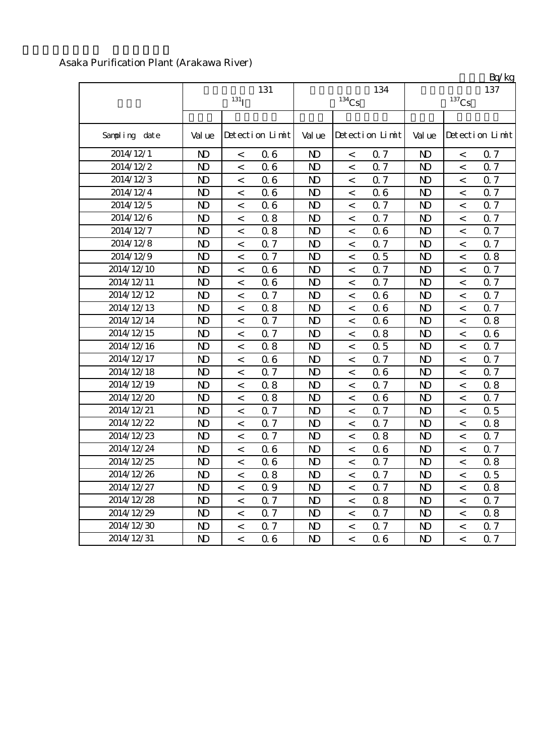Asaka Purification Plant (Arakawa River)

Bq/kg

| | 131 $^{131}I$ | | | 134 $^{134}Cs$ | | | 137 $^{137}Cs$ | | |
|---|---|---|---|---|---|---|---|---|---|
| Sampling date | Value | Detection Limit | | Value | Detection Limit | | Value | Detection Limit | |
| 2014/12/1 | ND | < | 0.6 | ND | < | 0.7 | ND | < | 0.7 |
| 2014/12/2 | ND | < | 0.6 | ND | < | 0.7 | ND | < | 0.7 |
| 2014/12/3 | ND | < | 0.6 | ND | < | 0.7 | ND | < | 0.7 |
| 2014/12/4 | ND | < | 0.6 | ND | < | 0.6 | ND | < | 0.7 |
| 2014/12/5 | ND | < | 0.6 | ND | < | 0.7 | ND | < | 0.7 |
| 2014/12/6 | ND | < | 0.8 | ND | < | 0.7 | ND | < | 0.7 |
| 2014/12/7 | ND | < | 0.8 | ND | < | 0.6 | ND | < | 0.7 |
| 2014/12/8 | ND | < | 0.7 | ND | < | 0.7 | ND | < | 0.7 |
| 2014/12/9 | ND | < | 0.7 | ND | < | 0.5 | ND | < | 0.8 |
| 2014/12/10 | ND | < | 0.6 | ND | < | 0.7 | ND | < | 0.7 |
| 2014/12/11 | ND | < | 0.6 | ND | < | 0.7 | ND | < | 0.7 |
| 2014/12/12 | ND | < | 0.7 | ND | < | 0.6 | ND | < | 0.7 |
| 2014/12/13 | ND | < | 0.8 | ND | < | 0.6 | ND | < | 0.7 |
| 2014/12/14 | ND | < | 0.7 | ND | < | 0.6 | ND | < | 0.8 |
| 2014/12/15 | ND | < | 0.7 | ND | < | 0.8 | ND | < | 0.6 |
| 2014/12/16 | ND | < | 0.8 | ND | < | 0.5 | ND | < | 0.7 |
| 2014/12/17 | ND | < | 0.6 | ND | < | 0.7 | ND | < | 0.7 |
| 2014/12/18 | ND | < | 0.7 | ND | < | 0.6 | ND | < | 0.7 |
| 2014/12/19 | ND | < | 0.8 | ND | < | 0.7 | ND | < | 0.8 |
| 2014/12/20 | ND | < | 0.8 | ND | < | 0.6 | ND | < | 0.7 |
| 2014/12/21 | ND | < | 0.7 | ND | < | 0.7 | ND | < | 0.5 |
| 2014/12/22 | ND | < | 0.7 | ND | < | 0.7 | ND | < | 0.8 |
| 2014/12/23 | ND | < | 0.7 | ND | < | 0.8 | ND | < | 0.7 |
| 2014/12/24 | ND | < | 0.6 | ND | < | 0.6 | ND | < | 0.7 |
| 2014/12/25 | ND | < | 0.6 | ND | < | 0.7 | ND | < | 0.8 |
| 2014/12/26 | ND | < | 0.8 | ND | < | 0.7 | ND | < | 0.5 |
| 2014/12/27 | ND | < | 0.9 | ND | < | 0.7 | ND | < | 0.8 |
| 2014/12/28 | ND | < | 0.7 | ND | < | 0.8 | ND | < | 0.7 |
| 2014/12/29 | ND | < | 0.7 | ND | < | 0.7 | ND | < | 0.8 |
| 2014/12/30 | ND | < | 0.7 | ND | < | 0.7 | ND | < | 0.7 |
| 2014/12/31 | ND | < | 0.6 | ND | < | 0.6 | ND | < | 0.7 |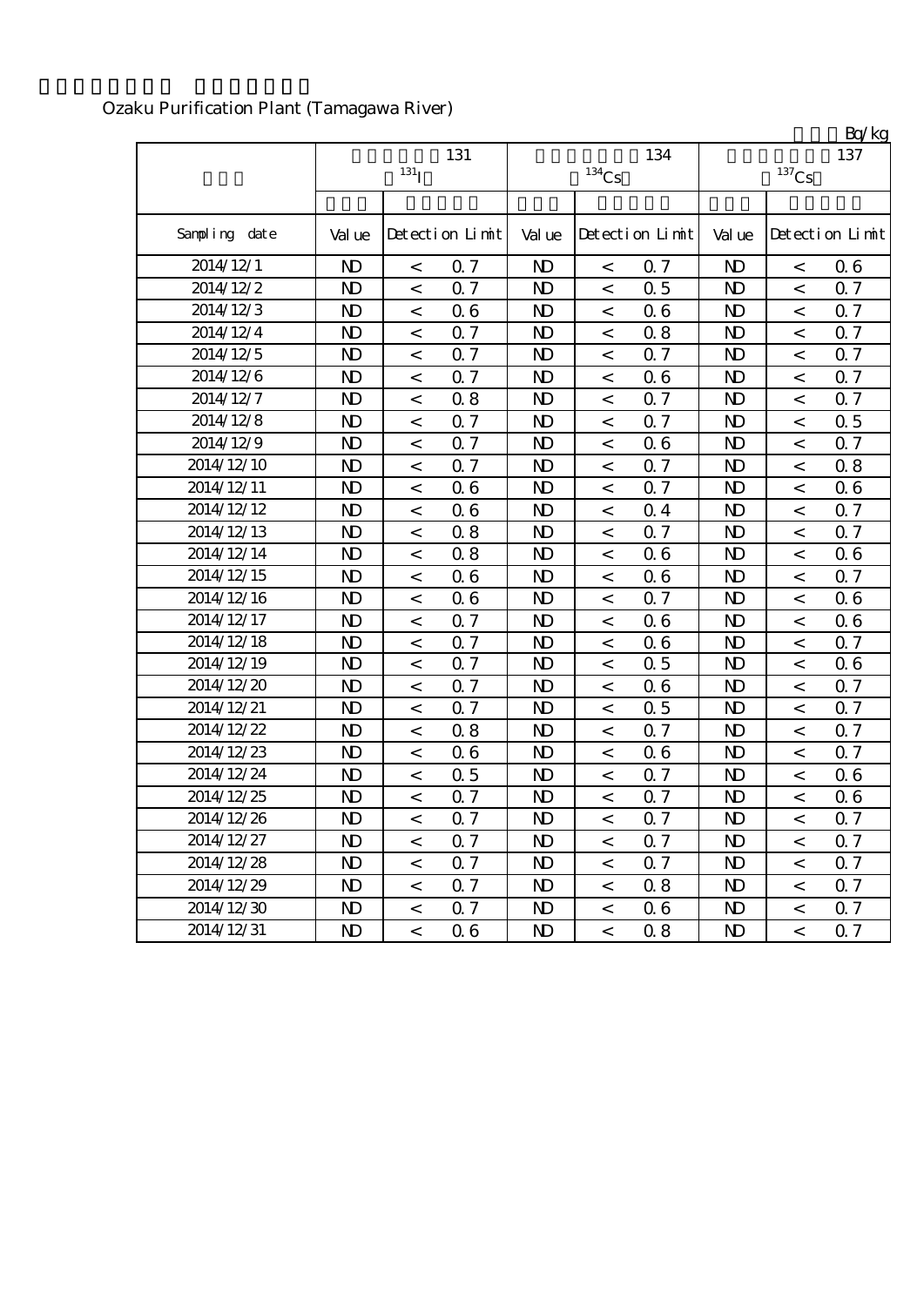Ozaku Purification Plant (Tamagawa River)

Bq/kg

| | 131 $^{131}I$ | | | 134 $^{134}Cs$ | | | 137 $^{137}Cs$ | | |
|---|---|---|---|---|---|---|---|---|---|
| Sampling date | Value | Detection Limit | | Value | Detection Limit | | Value | Detection Limit | |
| 2014/12/1 | ND | < | 0.7 | ND | < | 0.7 | ND | < | 0.6 |
| 2014/12/2 | ND | < | 0.7 | ND | < | 0.5 | ND | < | 0.7 |
| 2014/12/3 | ND | < | 0.6 | ND | < | 0.6 | ND | < | 0.7 |
| 2014/12/4 | ND | < | 0.7 | ND | < | 0.8 | ND | < | 0.7 |
| 2014/12/5 | ND | < | 0.7 | ND | < | 0.7 | ND | < | 0.7 |
| 2014/12/6 | ND | < | 0.7 | ND | < | 0.6 | ND | < | 0.7 |
| 2014/12/7 | ND | < | 0.8 | ND | < | 0.7 | ND | < | 0.7 |
| 2014/12/8 | ND | < | 0.7 | ND | < | 0.7 | ND | < | 0.5 |
| 2014/12/9 | ND | < | 0.7 | ND | < | 0.6 | ND | < | 0.7 |
| 2014/12/10 | ND | < | 0.7 | ND | < | 0.7 | ND | < | 0.8 |
| 2014/12/11 | ND | < | 0.6 | ND | < | 0.7 | ND | < | 0.6 |
| 2014/12/12 | ND | < | 0.6 | ND | < | 0.4 | ND | < | 0.7 |
| 2014/12/13 | ND | < | 0.8 | ND | < | 0.7 | ND | < | 0.7 |
| 2014/12/14 | ND | < | 0.8 | ND | < | 0.6 | ND | < | 0.6 |
| 2014/12/15 | ND | < | 0.6 | ND | < | 0.6 | ND | < | 0.7 |
| 2014/12/16 | ND | < | 0.6 | ND | < | 0.7 | ND | < | 0.6 |
| 2014/12/17 | ND | < | 0.7 | ND | < | 0.6 | ND | < | 0.6 |
| 2014/12/18 | ND | < | 0.7 | ND | < | 0.6 | ND | < | 0.7 |
| 2014/12/19 | ND | < | 0.7 | ND | < | 0.5 | ND | < | 0.6 |
| 2014/12/20 | ND | < | 0.7 | ND | < | 0.6 | ND | < | 0.7 |
| 2014/12/21 | ND | < | 0.7 | ND | < | 0.5 | ND | < | 0.7 |
| 2014/12/22 | ND | < | 0.8 | ND | < | 0.7 | ND | < | 0.7 |
| 2014/12/23 | ND | < | 0.6 | ND | < | 0.6 | ND | < | 0.7 |
| 2014/12/24 | ND | < | 0.5 | ND | < | 0.7 | ND | < | 0.6 |
| 2014/12/25 | ND | < | 0.7 | ND | < | 0.7 | ND | < | 0.6 |
| 2014/12/26 | ND | < | 0.7 | ND | < | 0.7 | ND | < | 0.7 |
| 2014/12/27 | ND | < | 0.7 | ND | < | 0.7 | ND | < | 0.7 |
| 2014/12/28 | ND | < | 0.7 | ND | < | 0.7 | ND | < | 0.7 |
| 2014/12/29 | ND | < | 0.7 | ND | < | 0.8 | ND | < | 0.7 |
| 2014/12/30 | ND | < | 0.7 | ND | < | 0.6 | ND | < | 0.7 |
| 2014/12/31 | ND | < | 0.6 | ND | < | 0.8 | ND | < | 0.7 |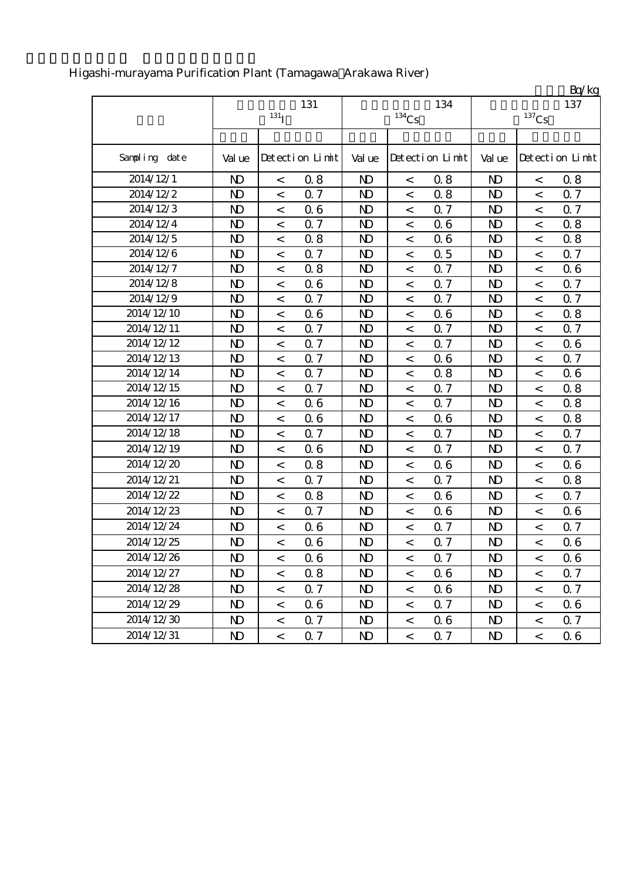Higashi-murayama Purification Plant (Tamagawa Arakawa River)

Bq/kg

| | 131 $^{131}$I | | | 134 $^{134}$Cs | | | 137 $^{137}$Cs | | |
|---|---|---|---|---|---|---|---|---|---|
| Sampling date | Value | Detection Limit | | Value | Detection Limit | | Value | Detection Limit | |
| 2014/12/1 | ND | < | 0.8 | ND | < | 0.8 | ND | < | 0.8 |
| 2014/12/2 | ND | < | 0.7 | ND | < | 0.8 | ND | < | 0.7 |
| 2014/12/3 | ND | < | 0.6 | ND | < | 0.7 | ND | < | 0.7 |
| 2014/12/4 | ND | < | 0.7 | ND | < | 0.6 | ND | < | 0.8 |
| 2014/12/5 | ND | < | 0.8 | ND | < | 0.6 | ND | < | 0.8 |
| 2014/12/6 | ND | < | 0.7 | ND | < | 0.5 | ND | < | 0.7 |
| 2014/12/7 | ND | < | 0.8 | ND | < | 0.7 | ND | < | 0.6 |
| 2014/12/8 | ND | < | 0.6 | ND | < | 0.7 | ND | < | 0.7 |
| 2014/12/9 | ND | < | 0.7 | ND | < | 0.7 | ND | < | 0.7 |
| 2014/12/10 | ND | < | 0.6 | ND | < | 0.6 | ND | < | 0.8 |
| 2014/12/11 | ND | < | 0.7 | ND | < | 0.7 | ND | < | 0.7 |
| 2014/12/12 | ND | < | 0.7 | ND | < | 0.7 | ND | < | 0.6 |
| 2014/12/13 | ND | < | 0.7 | ND | < | 0.6 | ND | < | 0.7 |
| 2014/12/14 | ND | < | 0.7 | ND | < | 0.8 | ND | < | 0.6 |
| 2014/12/15 | ND | < | 0.7 | ND | < | 0.7 | ND | < | 0.8 |
| 2014/12/16 | ND | < | 0.6 | ND | < | 0.7 | ND | < | 0.8 |
| 2014/12/17 | ND | < | 0.6 | ND | < | 0.6 | ND | < | 0.8 |
| 2014/12/18 | ND | < | 0.7 | ND | < | 0.7 | ND | < | 0.7 |
| 2014/12/19 | ND | < | 0.6 | ND | < | 0.7 | ND | < | 0.7 |
| 2014/12/20 | ND | < | 0.8 | ND | < | 0.6 | ND | < | 0.6 |
| 2014/12/21 | ND | < | 0.7 | ND | < | 0.7 | ND | < | 0.8 |
| 2014/12/22 | ND | < | 0.8 | ND | < | 0.6 | ND | < | 0.7 |
| 2014/12/23 | ND | < | 0.7 | ND | < | 0.6 | ND | < | 0.6 |
| 2014/12/24 | ND | < | 0.6 | ND | < | 0.7 | ND | < | 0.7 |
| 2014/12/25 | ND | < | 0.6 | ND | < | 0.7 | ND | < | 0.6 |
| 2014/12/26 | ND | < | 0.6 | ND | < | 0.7 | ND | < | 0.6 |
| 2014/12/27 | ND | < | 0.8 | ND | < | 0.6 | ND | < | 0.7 |
| 2014/12/28 | ND | < | 0.7 | ND | < | 0.6 | ND | < | 0.7 |
| 2014/12/29 | ND | < | 0.6 | ND | < | 0.7 | ND | < | 0.6 |
| 2014/12/30 | ND | < | 0.7 | ND | < | 0.6 | ND | < | 0.7 |
| 2014/12/31 | ND | < | 0.7 | ND | < | 0.7 | ND | < | 0.6 |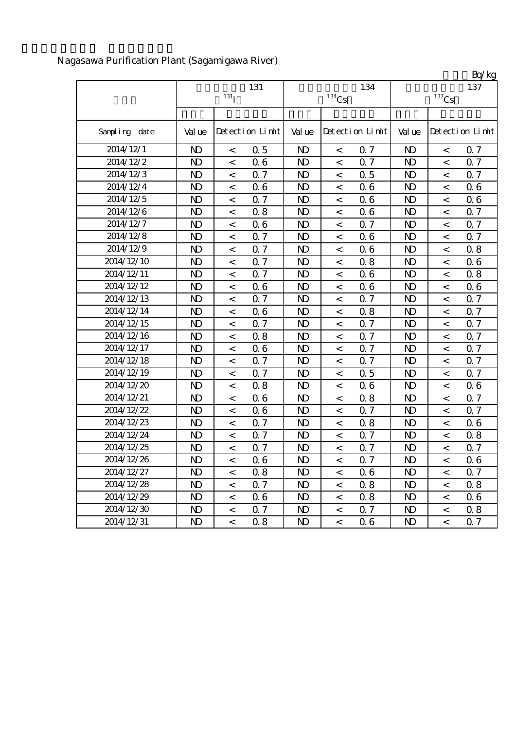Nagasawa Purification Plant (Sagamigawa River)

Bq/kg

| | 131 $^{131}I$ | | | 134 $^{134}Cs$ | | | 137 $^{137}Cs$ | | |
|---|---|---|---|---|---|---|---|---|---|
| Sampling date | Value | Detection Limit | | Value | Detection Limit | | Value | Detection Limit | |
| 2014/12/1 | ND | < | 0.5 | ND | < | 0.7 | ND | < | 0.7 |
| 2014/12/2 | ND | < | 0.6 | ND | < | 0.7 | ND | < | 0.7 |
| 2014/12/3 | ND | < | 0.7 | ND | < | 0.5 | ND | < | 0.7 |
| 2014/12/4 | ND | < | 0.6 | ND | < | 0.6 | ND | < | 0.6 |
| 2014/12/5 | ND | < | 0.7 | ND | < | 0.6 | ND | < | 0.6 |
| 2014/12/6 | ND | < | 0.8 | ND | < | 0.6 | ND | < | 0.7 |
| 2014/12/7 | ND | < | 0.6 | ND | < | 0.7 | ND | < | 0.7 |
| 2014/12/8 | ND | < | 0.7 | ND | < | 0.6 | ND | < | 0.7 |
| 2014/12/9 | ND | < | 0.7 | ND | < | 0.6 | ND | < | 0.8 |
| 2014/12/10 | ND | < | 0.7 | ND | < | 0.8 | ND | < | 0.6 |
| 2014/12/11 | ND | < | 0.7 | ND | < | 0.6 | ND | < | 0.8 |
| 2014/12/12 | ND | < | 0.6 | ND | < | 0.6 | ND | < | 0.6 |
| 2014/12/13 | ND | < | 0.7 | ND | < | 0.7 | ND | < | 0.7 |
| 2014/12/14 | ND | < | 0.6 | ND | < | 0.8 | ND | < | 0.7 |
| 2014/12/15 | ND | < | 0.7 | ND | < | 0.7 | ND | < | 0.7 |
| 2014/12/16 | ND | < | 0.8 | ND | < | 0.7 | ND | < | 0.7 |
| 2014/12/17 | ND | < | 0.6 | ND | < | 0.7 | ND | < | 0.7 |
| 2014/12/18 | ND | < | 0.7 | ND | < | 0.7 | ND | < | 0.7 |
| 2014/12/19 | ND | < | 0.7 | ND | < | 0.5 | ND | < | 0.7 |
| 2014/12/20 | ND | < | 0.8 | ND | < | 0.6 | ND | < | 0.6 |
| 2014/12/21 | ND | < | 0.6 | ND | < | 0.8 | ND | < | 0.7 |
| 2014/12/22 | ND | < | 0.6 | ND | < | 0.7 | ND | < | 0.7 |
| 2014/12/23 | ND | < | 0.7 | ND | < | 0.8 | ND | < | 0.6 |
| 2014/12/24 | ND | < | 0.7 | ND | < | 0.7 | ND | < | 0.8 |
| 2014/12/25 | ND | < | 0.7 | ND | < | 0.7 | ND | < | 0.7 |
| 2014/12/26 | ND | < | 0.6 | ND | < | 0.7 | ND | < | 0.6 |
| 2014/12/27 | ND | < | 0.8 | ND | < | 0.6 | ND | < | 0.7 |
| 2014/12/28 | ND | < | 0.7 | ND | < | 0.8 | ND | < | 0.8 |
| 2014/12/29 | ND | < | 0.6 | ND | < | 0.8 | ND | < | 0.6 |
| 2014/12/30 | ND | < | 0.7 | ND | < | 0.7 | ND | < | 0.8 |
| 2014/12/31 | ND | < | 0.8 | ND | < | 0.6 | ND | < | 0.7 |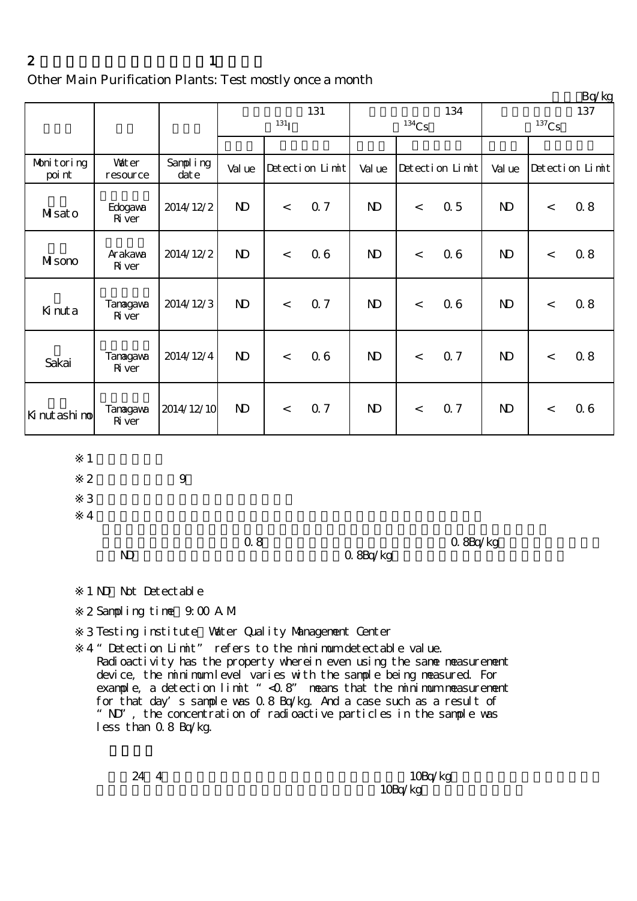2　　　　　　　　　　　　　1

Other Main Purification Plants: Test mostly once a month

Bq/kg

| | | | 131 $^{131}$I | | 134 $^{134}$Cs | | 137 $^{137}$Cs | |
|---|---|---|---|---|---|---|---|---|
| Monitoring point | Water resource | Sampling date | Value | Detection Limit | Value | Detection Limit | Value | Detection Limit |
| Misato | Edogawa River | 2014/12/2 | ND | < 0.7 | ND | < 0.5 | ND | < 0.8 |
| Misono | Arakawa River | 2014/12/2 | ND | < 0.6 | ND | < 0.6 | ND | < 0.8 |
| Kinuta | Tamagawa River | 2014/12/3 | ND | < 0.7 | ND | < 0.6 | ND | < 0.8 |
| Sakai | Tamagawa River | 2014/12/4 | ND | < 0.6 | ND | < 0.7 | ND | < 0.8 |
| Kinutashimo | Tamagawa River | 2014/12/10 | ND | < 0.7 | ND | < 0.7 | ND | < 0.6 |

※1

※2　9

※3

※4

0.8　0.8Bq/kg

ND　0.8Bq/kg

※1 ND：Not Detectable

※2 Sampling time：9:00 A.M.

※3 Testing institute：Water Quality Management Center

※4 "Detection Limit" refers to the minimum detectable value. Radioactivity has the property wherein even using the same measurement device, the minimum level varies with the sample being measured. For example, a detection limit "<0.8" means that the minimum measurement for that day's sample was 0.8 Bq/kg. And a case such as a result of "ND", the concentration of radioactive particles in the sample was less than 0.8 Bq/kg.

24　4　10Bq/kg

10Bq/kg